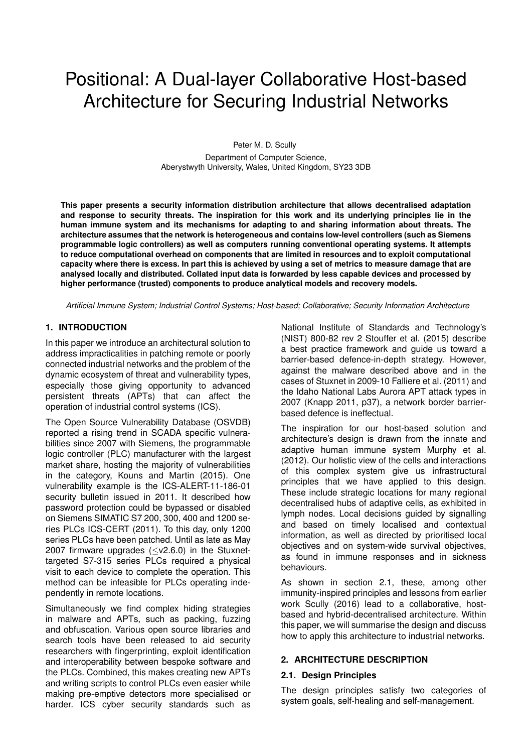# Positional: A Dual-layer Collaborative Host-based Architecture for Securing Industrial Networks

Peter M. D. Scully

Department of Computer Science,
Aberystwyth University, Wales, United Kingdom, SY23 3DB

**This paper presents a security information distribution architecture that allows decentralised adaptation and response to security threats. The inspiration for this work and its underlying principles lie in the human immune system and its mechanisms for adapting to and sharing information about threats. The architecture assumes that the network is heterogeneous and contains low-level controllers (such as Siemens programmable logic controllers) as well as computers running conventional operating systems. It attempts to reduce computational overhead on components that are limited in resources and to exploit computational capacity where there is excess. In part this is achieved by using a set of metrics to measure damage that are analysed locally and distributed. Collated input data is forwarded by less capable devices and processed by higher performance (trusted) components to produce analytical models and recovery models.**

*Artificial Immune System; Industrial Control Systems; Host-based; Collaborative; Security Information Architecture*

## 1. INTRODUCTION

In this paper we introduce an architectural solution to address impracticalities in patching remote or poorly connected industrial networks and the problem of the dynamic ecosystem of threat and vulnerability types, especially those giving opportunity to advanced persistent threats (APTs) that can affect the operation of industrial control systems (ICS).

The Open Source Vulnerability Database (OSVDB) reported a rising trend in SCADA specific vulnerabilities since 2007 with Siemens, the programmable logic controller (PLC) manufacturer with the largest market share, hosting the majority of vulnerabilities in the category, Kouns and Martin (2015). One vulnerability example is the ICS-ALERT-11-186-01 security bulletin issued in 2011. It described how password protection could be bypassed or disabled on Siemens SIMATIC S7 200, 300, 400 and 1200 series PLCs ICS-CERT (2011). To this day, only 1200 series PLCs have been patched. Until as late as May 2007 firmware upgrades ($\leq$v2.6.0) in the Stuxnet-targeted S7-315 series PLCs required a physical visit to each device to complete the operation. This method can be infeasible for PLCs operating independently in remote locations.

Simultaneously we find complex hiding strategies in malware and APTs, such as packing, fuzzing and obfuscation. Various open source libraries and search tools have been released to aid security researchers with fingerprinting, exploit identification and interoperability between bespoke software and the PLCs. Combined, this makes creating new APTs and writing scripts to control PLCs even easier while making pre-emptive detectors more specialised or harder. ICS cyber security standards such as National Institute of Standards and Technology's (NIST) 800-82 rev 2 Stouffer et al. (2015) describe a best practice framework and guide us toward a barrier-based defence-in-depth strategy. However, against the malware described above and in the cases of Stuxnet in 2009-10 Falliere et al. (2011) and the Idaho National Labs Aurora APT attack types in 2007 (Knapp 2011, p37), a network border barrier-based defence is ineffectual.

The inspiration for our host-based solution and architecture's design is drawn from the innate and adaptive human immune system Murphy et al. (2012). Our holistic view of the cells and interactions of this complex system give us infrastructural principles that we have applied to this design. These include strategic locations for many regional decentralised hubs of adaptive cells, as exhibited in lymph nodes. Local decisions guided by signalling and based on timely localised and contextual information, as well as directed by prioritised local objectives and on system-wide survival objectives, as found in immune responses and in sickness behaviours.

As shown in section 2.1, these, among other immunity-inspired principles and lessons from earlier work Scully (2016) lead to a collaborative, host-based and hybrid-decentralised architecture. Within this paper, we will summarise the design and discuss how to apply this architecture to industrial networks.

## 2. ARCHITECTURE DESCRIPTION

### 2.1. Design Principles

The design principles satisfy two categories of system goals, self-healing and self-management.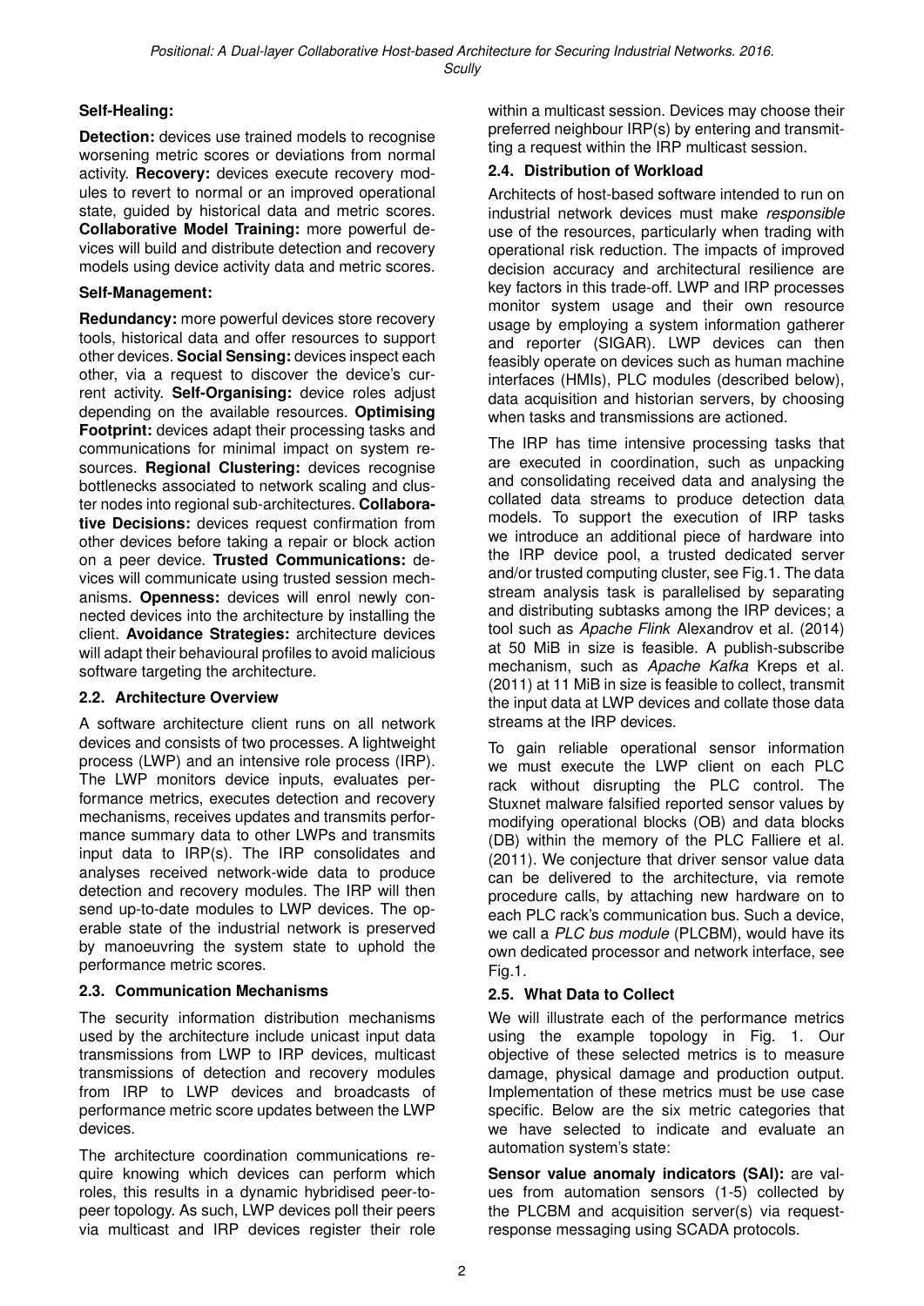**Self-Healing:**

**Detection:** devices use trained models to recognise worsening metric scores or deviations from normal activity. **Recovery:** devices execute recovery modules to revert to normal or an improved operational state, guided by historical data and metric scores. **Collaborative Model Training:** more powerful devices will build and distribute detection and recovery models using device activity data and metric scores.

**Self-Management:**

**Redundancy:** more powerful devices store recovery tools, historical data and offer resources to support other devices. **Social Sensing:** devices inspect each other, via a request to discover the device's current activity. **Self-Organising:** device roles adjust depending on the available resources. **Optimising Footprint:** devices adapt their processing tasks and communications for minimal impact on system resources. **Regional Clustering:** devices recognise bottlenecks associated to network scaling and cluster nodes into regional sub-architectures. **Collaborative Decisions:** devices request confirmation from other devices before taking a repair or block action on a peer device. **Trusted Communications:** devices will communicate using trusted session mechanisms. **Openness:** devices will enrol newly connected devices into the architecture by installing the client. **Avoidance Strategies:** architecture devices will adapt their behavioural profiles to avoid malicious software targeting the architecture.

### 2.2. Architecture Overview

A software architecture client runs on all network devices and consists of two processes. A lightweight process (LWP) and an intensive role process (IRP). The LWP monitors device inputs, evaluates performance metrics, executes detection and recovery mechanisms, receives updates and transmits performance summary data to other LWPs and transmits input data to IRP(s). The IRP consolidates and analyses received network-wide data to produce detection and recovery modules. The IRP will then send up-to-date modules to LWP devices. The operable state of the industrial network is preserved by manoeuvring the system state to uphold the performance metric scores.

### 2.3. Communication Mechanisms

The security information distribution mechanisms used by the architecture include unicast input data transmissions from LWP to IRP devices, multicast transmissions of detection and recovery modules from IRP to LWP devices and broadcasts of performance metric score updates between the LWP devices.

The architecture coordination communications require knowing which devices can perform which roles, this results in a dynamic hybridised peer-to-peer topology. As such, LWP devices poll their peers via multicast and IRP devices register their role within a multicast session. Devices may choose their preferred neighbour IRP(s) by entering and transmitting a request within the IRP multicast session.

### 2.4. Distribution of Workload

Architects of host-based software intended to run on industrial network devices must make *responsible* use of the resources, particularly when trading with operational risk reduction. The impacts of improved decision accuracy and architectural resilience are key factors in this trade-off. LWP and IRP processes monitor system usage and their own resource usage by employing a system information gatherer and reporter (SIGAR). LWP devices can then feasibly operate on devices such as human machine interfaces (HMIs), PLC modules (described below), data acquisition and historian servers, by choosing when tasks and transmissions are actioned.

The IRP has time intensive processing tasks that are executed in coordination, such as unpacking and consolidating received data and analysing the collated data streams to produce detection data models. To support the execution of IRP tasks we introduce an additional piece of hardware into the IRP device pool, a trusted dedicated server and/or trusted computing cluster, see Fig.1. The data stream analysis task is parallelised by separating and distributing subtasks among the IRP devices; a tool such as *Apache Flink* Alexandrov et al. (2014) at 50 MiB in size is feasible. A publish-subscribe mechanism, such as *Apache Kafka* Kreps et al. (2011) at 11 MiB in size is feasible to collect, transmit the input data at LWP devices and collate those data streams at the IRP devices.

To gain reliable operational sensor information we must execute the LWP client on each PLC rack without disrupting the PLC control. The Stuxnet malware falsified reported sensor values by modifying operational blocks (OB) and data blocks (DB) within the memory of the PLC Falliere et al. (2011). We conjecture that driver sensor value data can be delivered to the architecture, via remote procedure calls, by attaching new hardware on to each PLC rack's communication bus. Such a device, we call a *PLC bus module* (PLCBM), would have its own dedicated processor and network interface, see Fig.1.

### 2.5. What Data to Collect

We will illustrate each of the performance metrics using the example topology in Fig. 1. Our objective of these selected metrics is to measure damage, physical damage and production output. Implementation of these metrics must be use case specific. Below are the six metric categories that we have selected to indicate and evaluate an automation system's state:

**Sensor value anomaly indicators (SAI):** are values from automation sensors (1-5) collected by the PLCBM and acquisition server(s) via request-response messaging using SCADA protocols.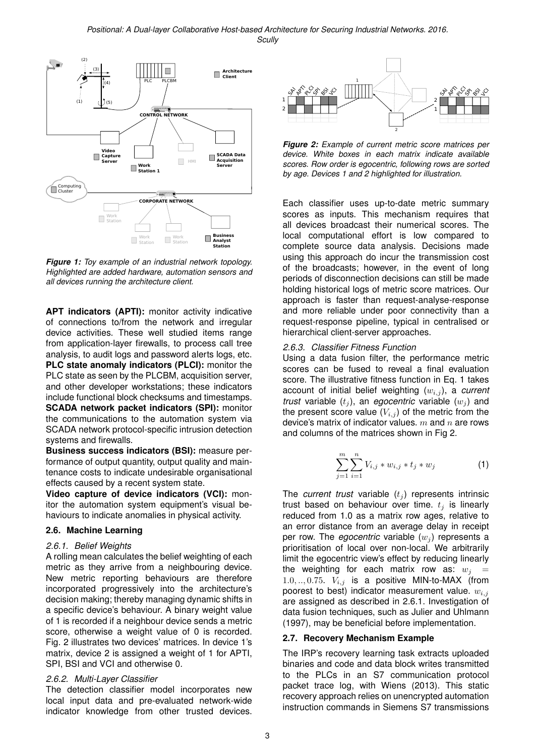*Figure 1: Toy example of an industrial network topology. Highlighted are added hardware, automation sensors and all devices running the architecture client.*

**APT indicators (APTI):** monitor activity indicative of connections to/from the network and irregular device activities. These well studied items range from application-layer firewalls, to process call tree analysis, to audit logs and password alerts logs, etc.

**PLC state anomaly indicators (PLCI):** monitor the PLC state as seen by the PLCBM, acquisition server, and other developer workstations; these indicators include functional block checksums and timestamps.

**SCADA network packet indicators (SPI):** monitor the communications to the automation system via SCADA network protocol-specific intrusion detection systems and firewalls.

**Business success indicators (BSI):** measure performance of output quantity, output quality and maintenance costs to indicate undesirable organisational effects caused by a recent system state.

**Video capture of device indicators (VCI):** monitor the automation system equipment's visual behaviours to indicate anomalies in physical activity.

## 2.6. Machine Learning

### 2.6.1. Belief Weights

A rolling mean calculates the belief weighting of each metric as they arrive from a neighbouring device. New metric reporting behaviours are therefore incorporated progressively into the architecture's decision making; thereby managing dynamic shifts in a specific device's behaviour. A binary weight value of 1 is recorded if a neighbour device sends a metric score, otherwise a weight value of 0 is recorded. Fig. 2 illustrates two devices' matrices. In device 1's matrix, device 2 is assigned a weight of 1 for APTI, SPI, BSI and VCI and otherwise 0.

### 2.6.2. Multi-Layer Classifier

The detection classifier model incorporates new local input data and pre-evaluated network-wide indicator knowledge from other trusted devices.

*Figure 2: Example of current metric score matrices per device. White boxes in each matrix indicate available scores. Row order is egocentric, following rows are sorted by age. Devices 1 and 2 highlighted for illustration.*

Each classifier uses up-to-date metric summary scores as inputs. This mechanism requires that all devices broadcast their numerical scores. The local computational effort is low compared to complete source data analysis. Decisions made using this approach do incur the transmission cost of the broadcasts; however, in the event of long periods of disconnection decisions can still be made holding historical logs of metric score matrices. Our approach is faster than request-analyse-response and more reliable under poor connectivity than a request-response pipeline, typical in centralised or hierarchical client-server approaches.

### 2.6.3. Classifier Fitness Function

Using a data fusion filter, the performance metric scores can be fused to reveal a final evaluation score. The illustrative fitness function in Eq. 1 takes account of initial belief weighting ($w_{i,j}$), a *current trust* variable ($t_j$), an *egocentric* variable ($w_j$) and the present score value ($V_{i,j}$) of the metric from the device's matrix of indicator values. $m$ and $n$ are rows and columns of the matrices shown in Fig 2.

$$\sum_{j=1}^{m}\sum_{i=1}^{n} V_{i,j} * w_{i,j} * t_j * w_j \tag{1}$$

The *current trust* variable ($t_j$) represents intrinsic trust based on behaviour over time. $t_j$ is linearly reduced from 1.0 as a matrix row ages, relative to an error distance from an average delay in receipt per row. The *egocentric* variable ($w_j$) represents a prioritisation of local over non-local. We arbitrarily limit the egocentric view's effect by reducing linearly the weighting for each matrix row as: $w_j = 1.0, .., 0.75$. $V_{i,j}$ is a positive MIN-to-MAX (from poorest to best) indicator measurement value. $w_{i,j}$ are assigned as described in 2.6.1. Investigation of data fusion techniques, such as Julier and Uhlmann (1997), may be beneficial before implementation.

## 2.7. Recovery Mechanism Example

The IRP's recovery learning task extracts uploaded binaries and code and data block writes transmitted to the PLCs in an S7 communication protocol packet trace log, with Wiens (2013). This static recovery approach relies on unencrypted automation instruction commands in Siemens S7 transmissions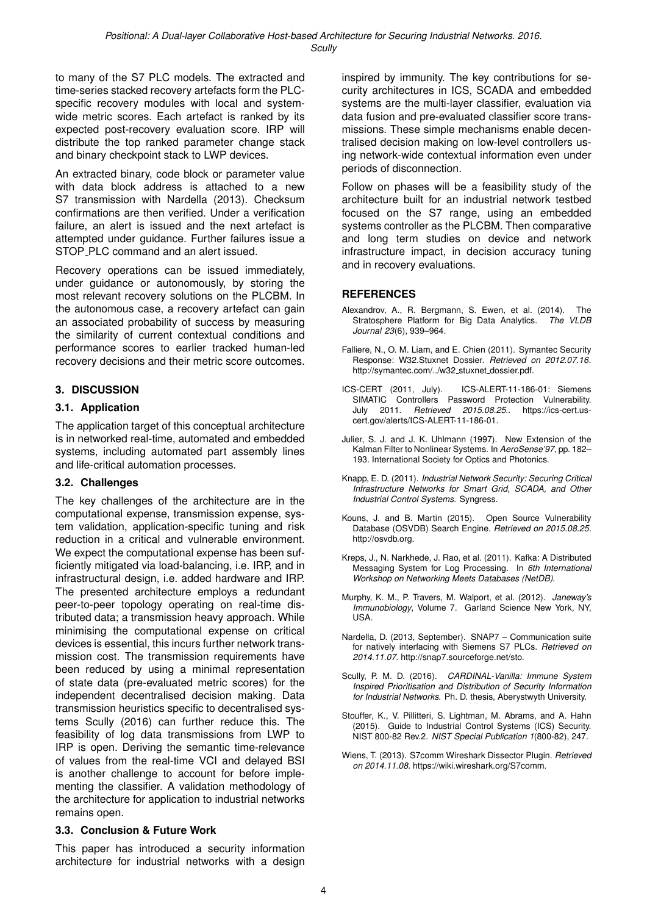to many of the S7 PLC models. The extracted and time-series stacked recovery artefacts form the PLC-specific recovery modules with local and system-wide metric scores. Each artefact is ranked by its expected post-recovery evaluation score. IRP will distribute the top ranked parameter change stack and binary checkpoint stack to LWP devices.

An extracted binary, code block or parameter value with data block address is attached to a new S7 transmission with Nardella (2013). Checksum confirmations are then verified. Under a verification failure, an alert is issued and the next artefact is attempted under guidance. Further failures issue a STOP_PLC command and an alert issued.

Recovery operations can be issued immediately, under guidance or autonomously, by storing the most relevant recovery solutions on the PLCBM. In the autonomous case, a recovery artefact can gain an associated probability of success by measuring the similarity of current contextual conditions and performance scores to earlier tracked human-led recovery decisions and their metric score outcomes.

## 3. DISCUSSION

### 3.1. Application

The application target of this conceptual architecture is in networked real-time, automated and embedded systems, including automated part assembly lines and life-critical automation processes.

### 3.2. Challenges

The key challenges of the architecture are in the computational expense, transmission expense, system validation, application-specific tuning and risk reduction in a critical and vulnerable environment. We expect the computational expense has been sufficiently mitigated via load-balancing, i.e. IRP, and in infrastructural design, i.e. added hardware and IRP. The presented architecture employs a redundant peer-to-peer topology operating on real-time distributed data; a transmission heavy approach. While minimising the computational expense on critical devices is essential, this incurs further network transmission cost. The transmission requirements have been reduced by using a minimal representation of state data (pre-evaluated metric scores) for the independent decentralised decision making. Data transmission heuristics specific to decentralised systems Scully (2016) can further reduce this. The feasibility of log data transmissions from LWP to IRP is open. Deriving the semantic time-relevance of values from the real-time VCI and delayed BSI is another challenge to account for before implementing the classifier. A validation methodology of the architecture for application to industrial networks remains open.

### 3.3. Conclusion & Future Work

This paper has introduced a security information architecture for industrial networks with a design inspired by immunity. The key contributions for security architectures in ICS, SCADA and embedded systems are the multi-layer classifier, evaluation via data fusion and pre-evaluated classifier score transmissions. These simple mechanisms enable decentralised decision making on low-level controllers using network-wide contextual information even under periods of disconnection.

Follow on phases will be a feasibility study of the architecture built for an industrial network testbed focused on the S7 range, using an embedded systems controller as the PLCBM. Then comparative and long term studies on device and network infrastructure impact, in decision accuracy tuning and in recovery evaluations.

## REFERENCES

Alexandrov, A., R. Bergmann, S. Ewen, et al. (2014). The Stratosphere Platform for Big Data Analytics. *The VLDB Journal 23*(6), 939–964.

Falliere, N., O. M. Liam, and E. Chien (2011). Symantec Security Response: W32.Stuxnet Dossier. *Retrieved on 2012.07.16*. http://symantec.com/../w32_stuxnet_dossier.pdf.

ICS-CERT (2011, July). ICS-ALERT-11-186-01: Siemens SIMATIC Controllers Password Protection Vulnerability. July 2011. *Retrieved 2015.08.25.*. https://ics-cert.us-cert.gov/alerts/ICS-ALERT-11-186-01.

Julier, S. J. and J. K. Uhlmann (1997). New Extension of the Kalman Filter to Nonlinear Systems. In *AeroSense'97*, pp. 182–193. International Society for Optics and Photonics.

Knapp, E. D. (2011). *Industrial Network Security: Securing Critical Infrastructure Networks for Smart Grid, SCADA, and Other Industrial Control Systems*. Syngress.

Kouns, J. and B. Martin (2015). Open Source Vulnerability Database (OSVDB) Search Engine. *Retrieved on 2015.08.25.* http://osvdb.org.

Kreps, J., N. Narkhede, J. Rao, et al. (2011). Kafka: A Distributed Messaging System for Log Processing. In *6th International Workshop on Networking Meets Databases (NetDB).*

Murphy, K. M., P. Travers, M. Walport, et al. (2012). *Janeway's Immunobiology*, Volume 7. Garland Science New York, NY, USA.

Nardella, D. (2013, September). SNAP7 – Communication suite for natively interfacing with Siemens S7 PLCs. *Retrieved on 2014.11.07.* http://snap7.sourceforge.net/sto.

Scully, P. M. D. (2016). *CARDINAL-Vanilla: Immune System Inspired Prioritisation and Distribution of Security Information for Industrial Networks.* Ph. D. thesis, Aberystwyth University.

Stouffer, K., V. Pillitteri, S. Lightman, M. Abrams, and A. Hahn (2015). Guide to Industrial Control Systems (ICS) Security. NIST 800-82 Rev.2. *NIST Special Publication 1*(800-82), 247.

Wiens, T. (2013). S7comm Wireshark Dissector Plugin. *Retrieved on 2014.11.08.* https://wiki.wireshark.org/S7comm.